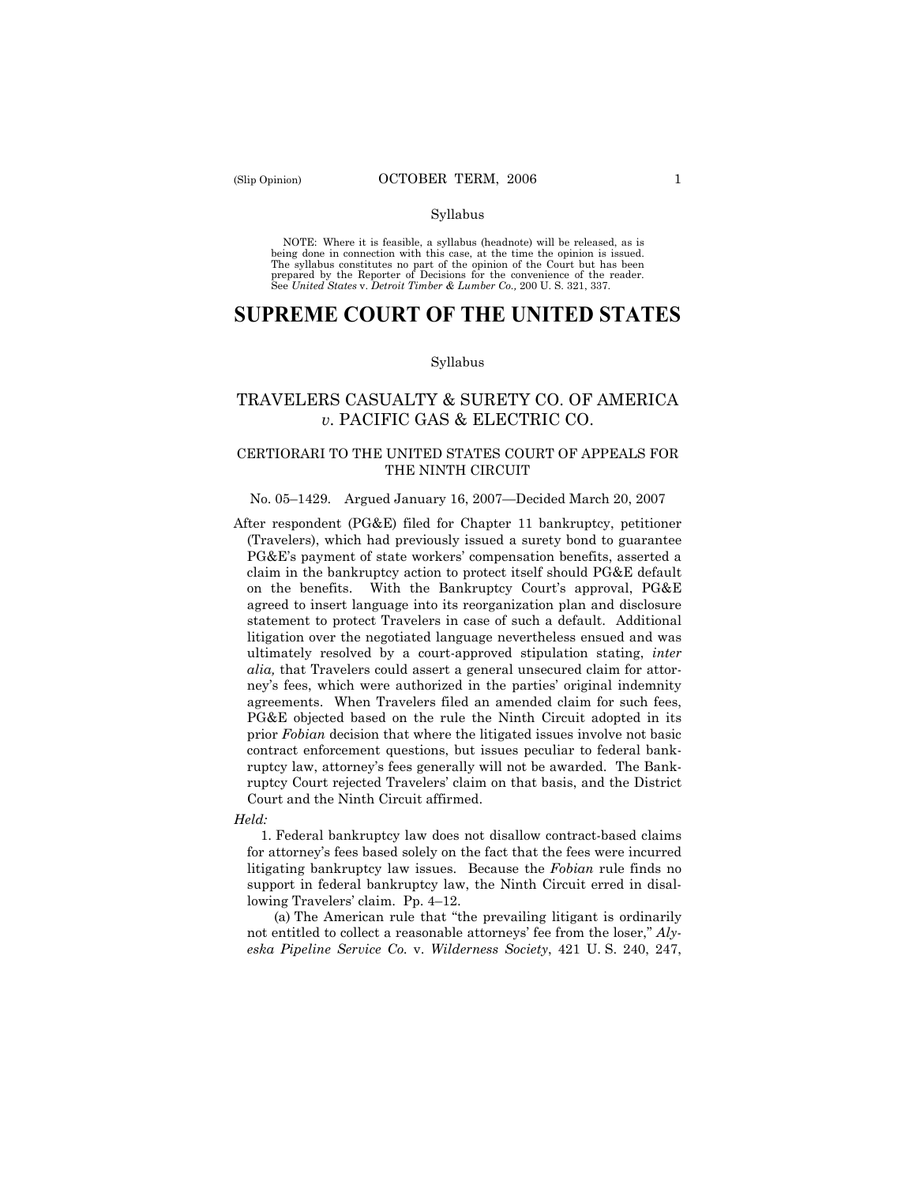Syllabus

NOTE: Where it is feasible, a syllabus (headnote) will be released, as is being done in connection with this case, at the time the opinion is issued. The syllabus constitutes no part of the opinion of the Court but has been prepared by the Reporter of Decisions for the convenience of the reader. See *United States* v. *Detroit Timber & Lumber Co.,* 200 U. S. 321, 337.

# SUPREME COURT OF THE UNITED STATES

Syllabus

## TRAVELERS CASUALTY & SURETY CO. OF AMERICA *v.* PACIFIC GAS & ELECTRIC CO.

### CERTIORARI TO THE UNITED STATES COURT OF APPEALS FOR THE NINTH CIRCUIT

No. 05–1429. Argued January 16, 2007—Decided March 20, 2007

After respondent (PG&E) filed for Chapter 11 bankruptcy, petitioner (Travelers), which had previously issued a surety bond to guarantee PG&E's payment of state workers' compensation benefits, asserted a claim in the bankruptcy action to protect itself should PG&E default on the benefits. With the Bankruptcy Court's approval, PG&E agreed to insert language into its reorganization plan and disclosure statement to protect Travelers in case of such a default. Additional litigation over the negotiated language nevertheless ensued and was ultimately resolved by a court-approved stipulation stating, *inter alia,* that Travelers could assert a general unsecured claim for attorney's fees, which were authorized in the parties' original indemnity agreements. When Travelers filed an amended claim for such fees, PG&E objected based on the rule the Ninth Circuit adopted in its prior *Fobian* decision that where the litigated issues involve not basic contract enforcement questions, but issues peculiar to federal bankruptcy law, attorney's fees generally will not be awarded. The Bankruptcy Court rejected Travelers' claim on that basis, and the District Court and the Ninth Circuit affirmed.

*Held:*

1. Federal bankruptcy law does not disallow contract-based claims for attorney's fees based solely on the fact that the fees were incurred litigating bankruptcy law issues. Because the *Fobian* rule finds no support in federal bankruptcy law, the Ninth Circuit erred in disallowing Travelers' claim. Pp. 4–12.

(a) The American rule that "the prevailing litigant is ordinarily not entitled to collect a reasonable attorneys' fee from the loser," *Alyeska Pipeline Service Co.* v. *Wilderness Society*, 421 U. S. 240, 247,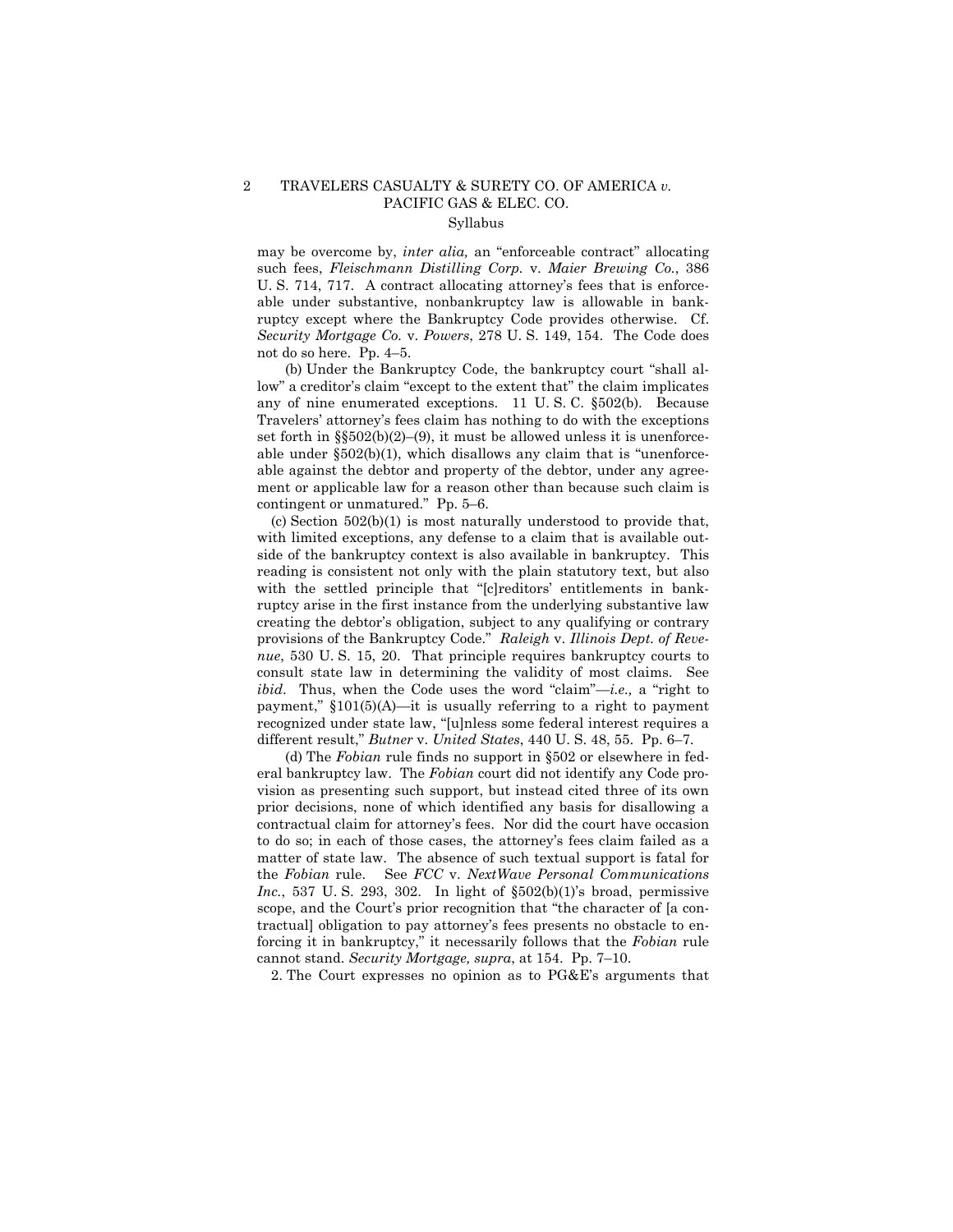may be overcome by, *inter alia,* an "enforceable contract" allocating such fees, *Fleischmann Distilling Corp.* v. *Maier Brewing Co.*, 386 U. S. 714, 717. A contract allocating attorney's fees that is enforceable under substantive, nonbankruptcy law is allowable in bankruptcy except where the Bankruptcy Code provides otherwise. Cf. *Security Mortgage Co.* v. *Powers*, 278 U. S. 149, 154. The Code does not do so here. Pp. 4–5.

(b) Under the Bankruptcy Code, the bankruptcy court "shall allow" a creditor's claim "except to the extent that" the claim implicates any of nine enumerated exceptions. 11 U. S. C. §502(b). Because Travelers' attorney's fees claim has nothing to do with the exceptions set forth in §§502(b)(2)–(9), it must be allowed unless it is unenforceable under §502(b)(1), which disallows any claim that is "unenforceable against the debtor and property of the debtor, under any agreement or applicable law for a reason other than because such claim is contingent or unmatured." Pp. 5–6.

(c) Section 502(b)(1) is most naturally understood to provide that, with limited exceptions, any defense to a claim that is available outside of the bankruptcy context is also available in bankruptcy. This reading is consistent not only with the plain statutory text, but also with the settled principle that "[c]reditors' entitlements in bankruptcy arise in the first instance from the underlying substantive law creating the debtor's obligation, subject to any qualifying or contrary provisions of the Bankruptcy Code." *Raleigh* v. *Illinois Dept. of Revenue*, 530 U. S. 15, 20. That principle requires bankruptcy courts to consult state law in determining the validity of most claims. See *ibid*. Thus, when the Code uses the word "claim"—*i.e.,* a "right to payment," §101(5)(A)—it is usually referring to a right to payment recognized under state law, "[u]nless some federal interest requires a different result," *Butner* v. *United States*, 440 U. S. 48, 55. Pp. 6–7.

(d) The *Fobian* rule finds no support in §502 or elsewhere in federal bankruptcy law. The *Fobian* court did not identify any Code provision as presenting such support, but instead cited three of its own prior decisions, none of which identified any basis for disallowing a contractual claim for attorney's fees. Nor did the court have occasion to do so; in each of those cases, the attorney's fees claim failed as a matter of state law. The absence of such textual support is fatal for the *Fobian* rule. See *FCC* v. *NextWave Personal Communications Inc.*, 537 U. S. 293, 302. In light of §502(b)(1)'s broad, permissive scope, and the Court's prior recognition that "the character of [a contractual] obligation to pay attorney's fees presents no obstacle to enforcing it in bankruptcy," it necessarily follows that the *Fobian* rule cannot stand. *Security Mortgage, supra*, at 154. Pp. 7–10.

2. The Court expresses no opinion as to PG&E's arguments that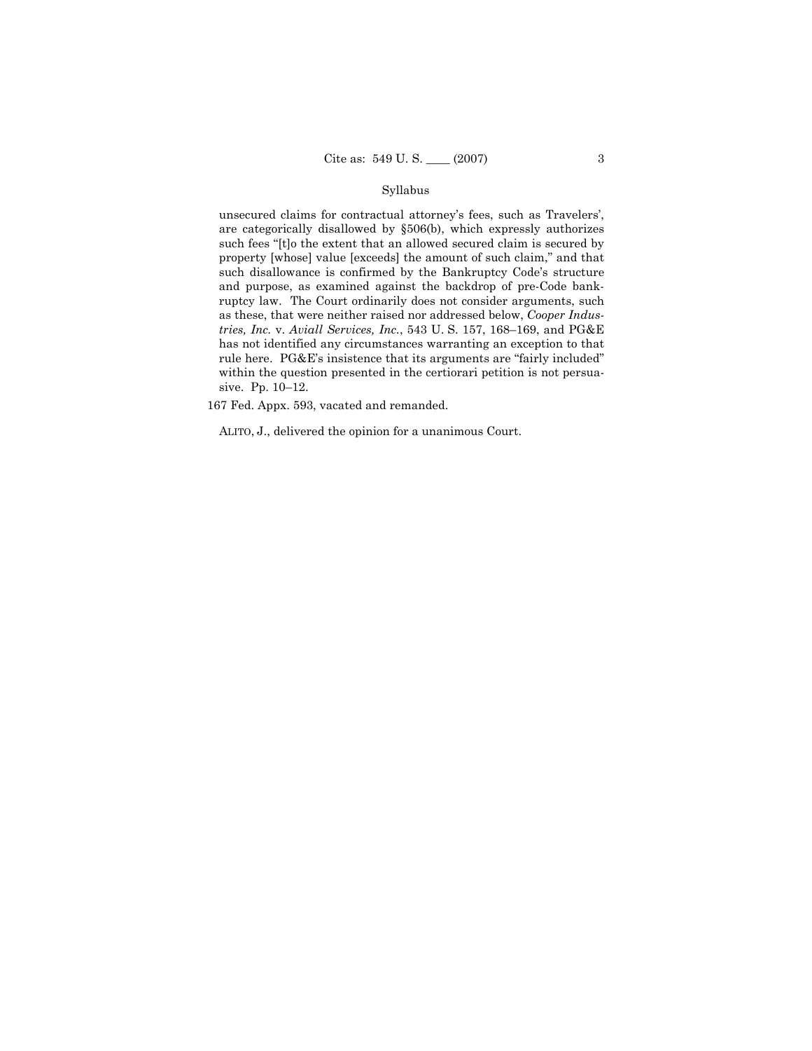unsecured claims for contractual attorney's fees, such as Travelers', are categorically disallowed by §506(b), which expressly authorizes such fees "[t]o the extent that an allowed secured claim is secured by property [whose] value [exceeds] the amount of such claim," and that such disallowance is confirmed by the Bankruptcy Code's structure and purpose, as examined against the backdrop of pre-Code bankruptcy law. The Court ordinarily does not consider arguments, such as these, that were neither raised nor addressed below, *Cooper Industries, Inc.* v. *Aviall Services, Inc.*, 543 U. S. 157, 168–169, and PG&E has not identified any circumstances warranting an exception to that rule here. PG&E's insistence that its arguments are "fairly included" within the question presented in the certiorari petition is not persuasive. Pp. 10–12.

167 Fed. Appx. 593, vacated and remanded.

ALITO, J., delivered the opinion for a unanimous Court.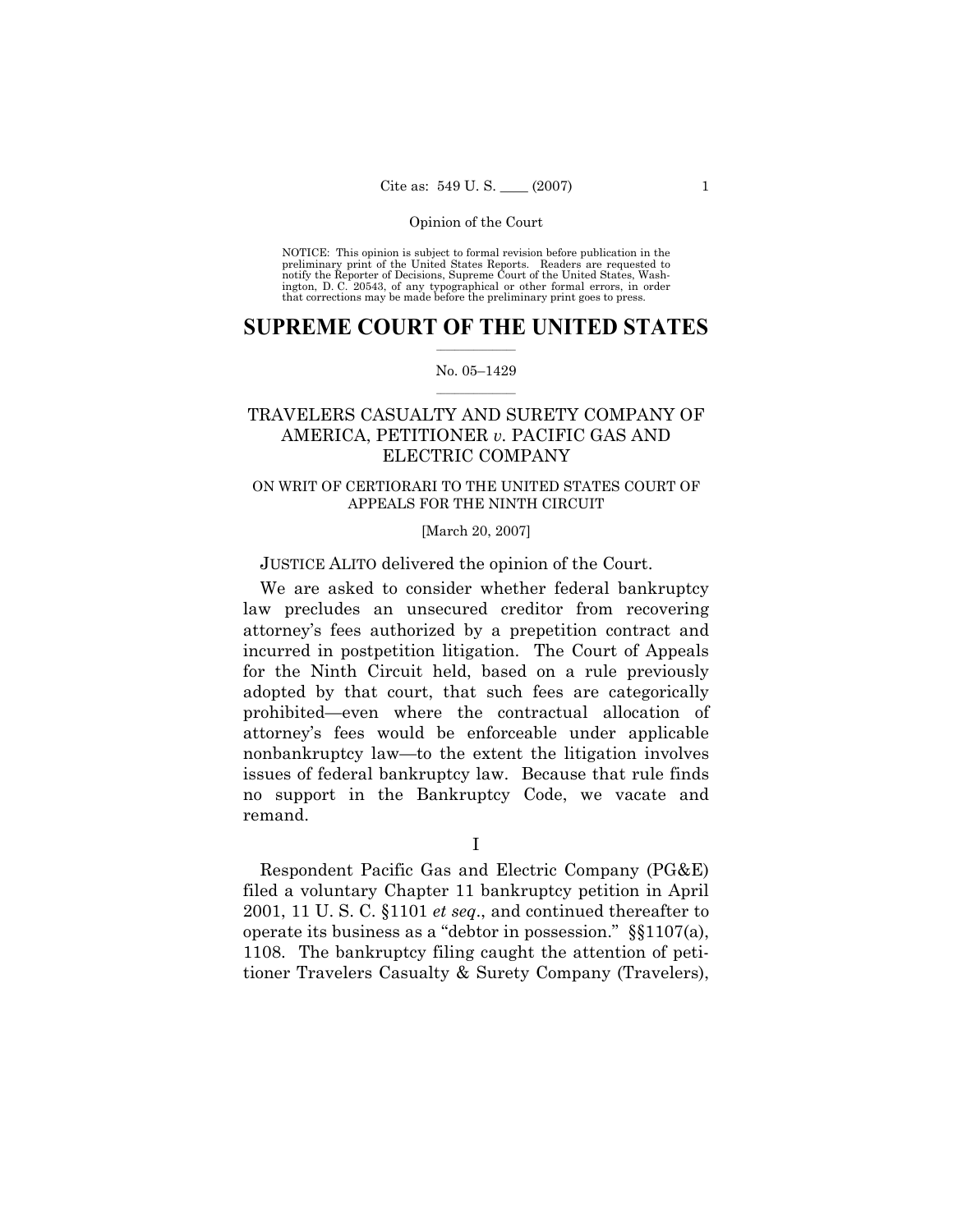Opinion of the Court

NOTICE: This opinion is subject to formal revision before publication in the preliminary print of the United States Reports. Readers are requested to notify the Reporter of Decisions, Supreme Court of the United States, Washington, D. C. 20543, of any typographical or other formal errors, in order that corrections may be made before the preliminary print goes to press.

# SUPREME COURT OF THE UNITED STATES

No. 05–1429

## TRAVELERS CASUALTY AND SURETY COMPANY OF AMERICA, PETITIONER *v.* PACIFIC GAS AND ELECTRIC COMPANY

ON WRIT OF CERTIORARI TO THE UNITED STATES COURT OF APPEALS FOR THE NINTH CIRCUIT

[March 20, 2007]

JUSTICE ALITO delivered the opinion of the Court.

We are asked to consider whether federal bankruptcy law precludes an unsecured creditor from recovering attorney's fees authorized by a prepetition contract and incurred in postpetition litigation. The Court of Appeals for the Ninth Circuit held, based on a rule previously adopted by that court, that such fees are categorically prohibited—even where the contractual allocation of attorney's fees would be enforceable under applicable nonbankruptcy law—to the extent the litigation involves issues of federal bankruptcy law. Because that rule finds no support in the Bankruptcy Code, we vacate and remand.

I

Respondent Pacific Gas and Electric Company (PG&E) filed a voluntary Chapter 11 bankruptcy petition in April 2001, 11 U. S. C. §1101 *et seq*., and continued thereafter to operate its business as a "debtor in possession." §§1107(a), 1108. The bankruptcy filing caught the attention of petitioner Travelers Casualty & Surety Company (Travelers),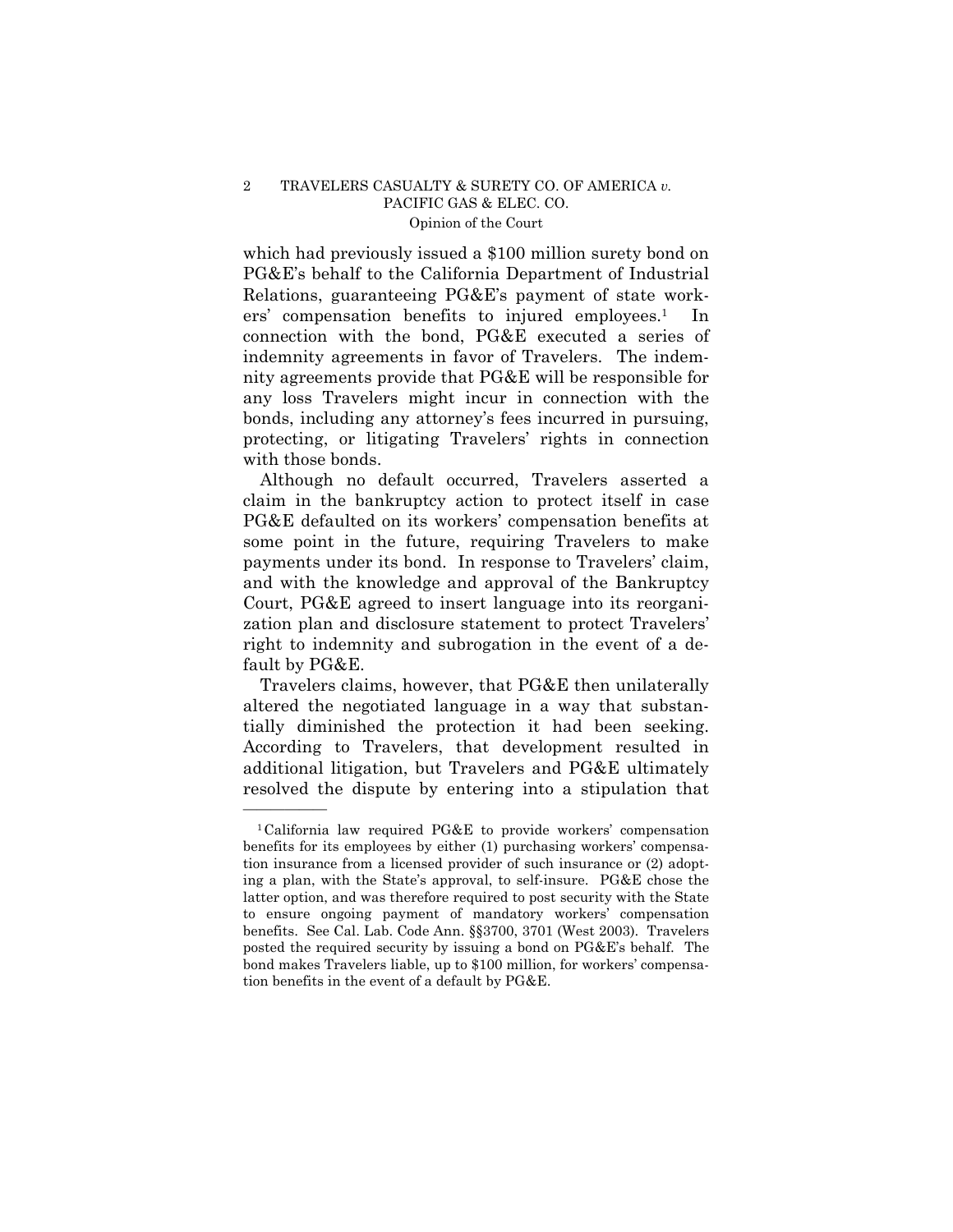which had previously issued a $100 million surety bond on PG&E's behalf to the California Department of Industrial Relations, guaranteeing PG&E's payment of state workers' compensation benefits to injured employees.[1] In connection with the bond, PG&E executed a series of indemnity agreements in favor of Travelers. The indemnity agreements provide that PG&E will be responsible for any loss Travelers might incur in connection with the bonds, including any attorney's fees incurred in pursuing, protecting, or litigating Travelers' rights in connection with those bonds.

Although no default occurred, Travelers asserted a claim in the bankruptcy action to protect itself in case PG&E defaulted on its workers' compensation benefits at some point in the future, requiring Travelers to make payments under its bond. In response to Travelers' claim, and with the knowledge and approval of the Bankruptcy Court, PG&E agreed to insert language into its reorganization plan and disclosure statement to protect Travelers' right to indemnity and subrogation in the event of a default by PG&E.

Travelers claims, however, that PG&E then unilaterally altered the negotiated language in a way that substantially diminished the protection it had been seeking. According to Travelers, that development resulted in additional litigation, but Travelers and PG&E ultimately resolved the dispute by entering into a stipulation that

---

[1] California law required PG&E to provide workers' compensation benefits for its employees by either (1) purchasing workers' compensation insurance from a licensed provider of such insurance or (2) adopting a plan, with the State's approval, to self-insure. PG&E chose the latter option, and was therefore required to post security with the State to ensure ongoing payment of mandatory workers' compensation benefits. See Cal. Lab. Code Ann. §§3700, 3701 (West 2003). Travelers posted the required security by issuing a bond on PG&E's behalf. The bond makes Travelers liable, up to $100 million, for workers' compensation benefits in the event of a default by PG&E.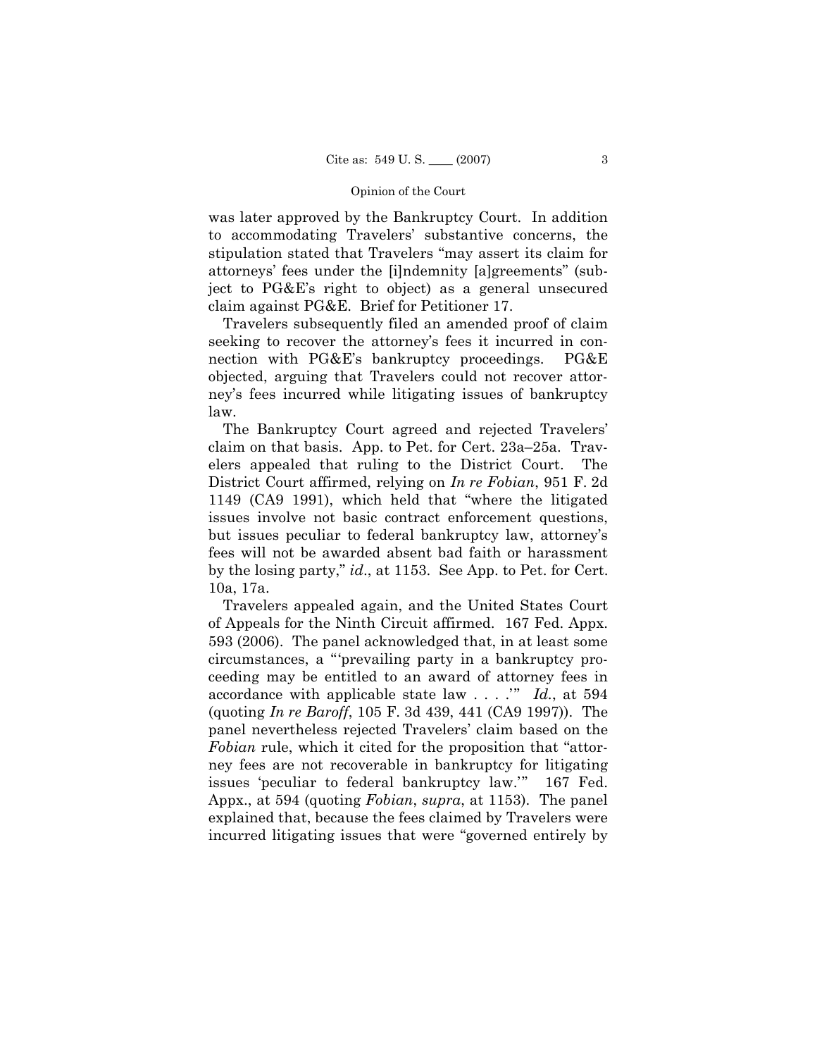was later approved by the Bankruptcy Court. In addition to accommodating Travelers' substantive concerns, the stipulation stated that Travelers "may assert its claim for attorneys' fees under the [i]ndemnity [a]greements" (subject to PG&E's right to object) as a general unsecured claim against PG&E. Brief for Petitioner 17.

Travelers subsequently filed an amended proof of claim seeking to recover the attorney's fees it incurred in connection with PG&E's bankruptcy proceedings. PG&E objected, arguing that Travelers could not recover attorney's fees incurred while litigating issues of bankruptcy law.

The Bankruptcy Court agreed and rejected Travelers' claim on that basis. App. to Pet. for Cert. 23a–25a. Travelers appealed that ruling to the District Court. The District Court affirmed, relying on *In re Fobian*, 951 F. 2d 1149 (CA9 1991), which held that "where the litigated issues involve not basic contract enforcement questions, but issues peculiar to federal bankruptcy law, attorney's fees will not be awarded absent bad faith or harassment by the losing party," *id*., at 1153. See App. to Pet. for Cert. 10a, 17a.

Travelers appealed again, and the United States Court of Appeals for the Ninth Circuit affirmed. 167 Fed. Appx. 593 (2006). The panel acknowledged that, in at least some circumstances, a "'prevailing party in a bankruptcy proceeding may be entitled to an award of attorney fees in accordance with applicable state law . . . .'" *Id*., at 594 (quoting *In re Baroff*, 105 F. 3d 439, 441 (CA9 1997)). The panel nevertheless rejected Travelers' claim based on the *Fobian* rule, which it cited for the proposition that "attorney fees are not recoverable in bankruptcy for litigating issues 'peculiar to federal bankruptcy law.'" 167 Fed. Appx., at 594 (quoting *Fobian*, *supra*, at 1153). The panel explained that, because the fees claimed by Travelers were incurred litigating issues that were "governed entirely by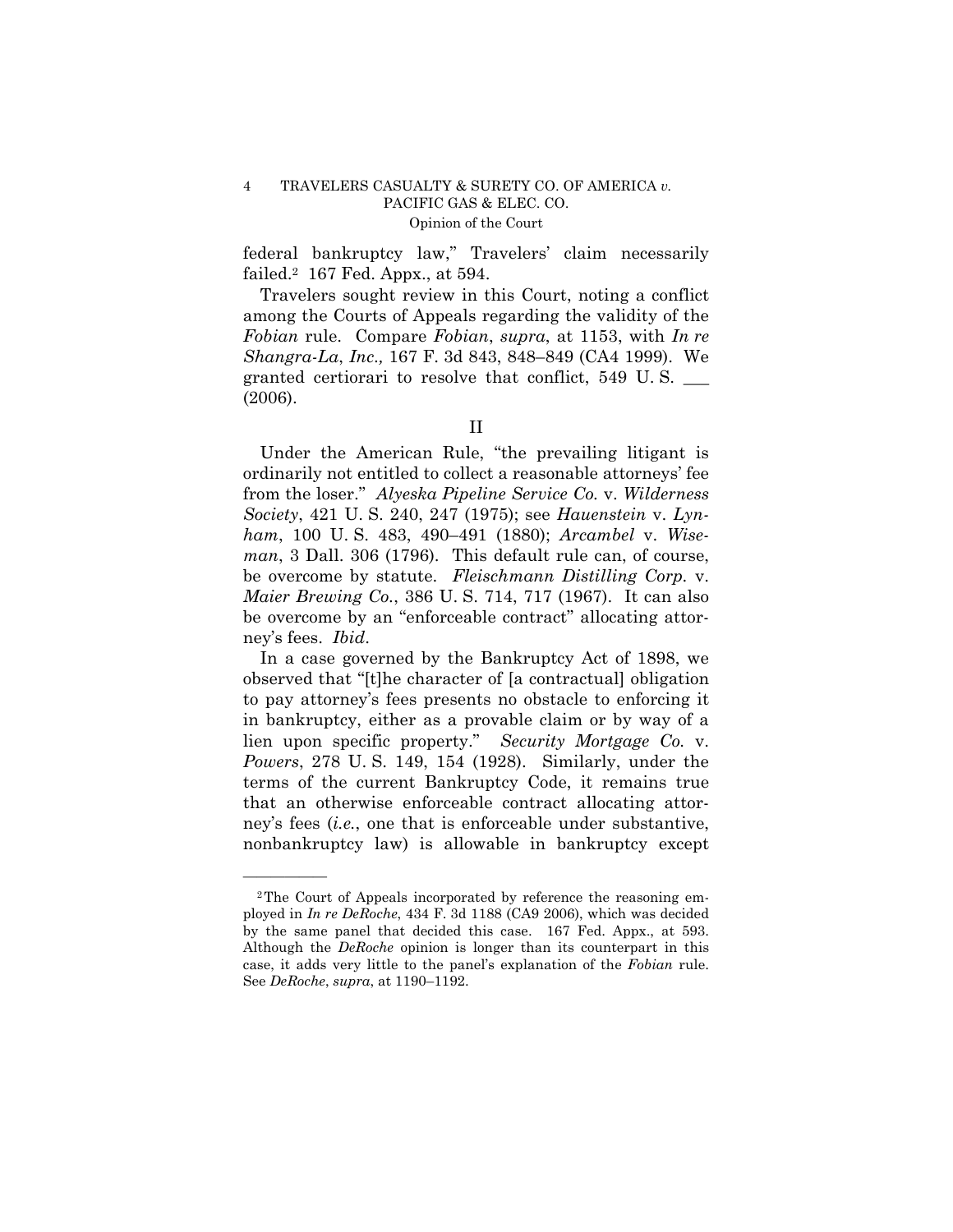federal bankruptcy law," Travelers' claim necessarily failed.[2] 167 Fed. Appx., at 594.

Travelers sought review in this Court, noting a conflict among the Courts of Appeals regarding the validity of the *Fobian* rule. Compare *Fobian*, *supra*, at 1153, with *In re Shangra-La*, *Inc.,* 167 F. 3d 843, 848–849 (CA4 1999). We granted certiorari to resolve that conflict, 549 U. S. ___ (2006).

## II

Under the American Rule, "the prevailing litigant is ordinarily not entitled to collect a reasonable attorneys' fee from the loser." *Alyeska Pipeline Service Co.* v. *Wilderness Society*, 421 U. S. 240, 247 (1975); see *Hauenstein* v. *Lynham*, 100 U. S. 483, 490–491 (1880); *Arcambel* v. *Wiseman*, 3 Dall. 306 (1796). This default rule can, of course, be overcome by statute. *Fleischmann Distilling Corp.* v. *Maier Brewing Co.*, 386 U. S. 714, 717 (1967). It can also be overcome by an "enforceable contract" allocating attorney's fees. *Ibid*.

In a case governed by the Bankruptcy Act of 1898, we observed that "[t]he character of [a contractual] obligation to pay attorney's fees presents no obstacle to enforcing it in bankruptcy, either as a provable claim or by way of a lien upon specific property." *Security Mortgage Co.* v. *Powers*, 278 U. S. 149, 154 (1928). Similarly, under the terms of the current Bankruptcy Code, it remains true that an otherwise enforceable contract allocating attorney's fees (*i.e.*, one that is enforceable under substantive, nonbankruptcy law) is allowable in bankruptcy except

---

[2] The Court of Appeals incorporated by reference the reasoning employed in *In re DeRoche*, 434 F. 3d 1188 (CA9 2006), which was decided by the same panel that decided this case. 167 Fed. Appx., at 593. Although the *DeRoche* opinion is longer than its counterpart in this case, it adds very little to the panel's explanation of the *Fobian* rule. See *DeRoche*, *supra*, at 1190–1192.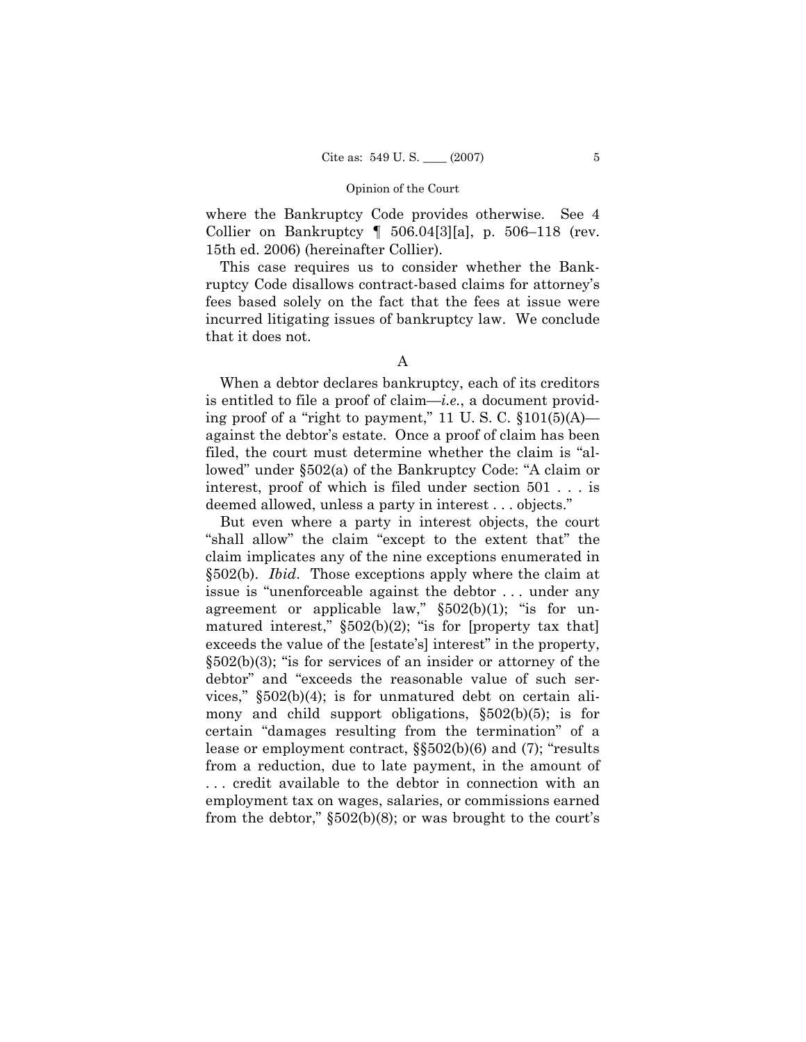where the Bankruptcy Code provides otherwise. See 4 Collier on Bankruptcy ¶ 506.04[3][a], p. 506–118 (rev. 15th ed. 2006) (hereinafter Collier).

This case requires us to consider whether the Bankruptcy Code disallows contract-based claims for attorney's fees based solely on the fact that the fees at issue were incurred litigating issues of bankruptcy law. We conclude that it does not.

A

When a debtor declares bankruptcy, each of its creditors is entitled to file a proof of claim—*i.e.*, a document providing proof of a "right to payment," 11 U. S. C. §101(5)(A)—against the debtor's estate. Once a proof of claim has been filed, the court must determine whether the claim is "allowed" under §502(a) of the Bankruptcy Code: "A claim or interest, proof of which is filed under section 501 . . . is deemed allowed, unless a party in interest . . . objects."

But even where a party in interest objects, the court "shall allow" the claim "except to the extent that" the claim implicates any of the nine exceptions enumerated in §502(b). *Ibid.* Those exceptions apply where the claim at issue is "unenforceable against the debtor . . . under any agreement or applicable law," §502(b)(1); "is for unmatured interest," §502(b)(2); "is for [property tax that] exceeds the value of the [estate's] interest" in the property, §502(b)(3); "is for services of an insider or attorney of the debtor" and "exceeds the reasonable value of such services," §502(b)(4); is for unmatured debt on certain alimony and child support obligations, §502(b)(5); is for certain "damages resulting from the termination" of a lease or employment contract, §§502(b)(6) and (7); "results from a reduction, due to late payment, in the amount of . . . credit available to the debtor in connection with an employment tax on wages, salaries, or commissions earned from the debtor," §502(b)(8); or was brought to the court's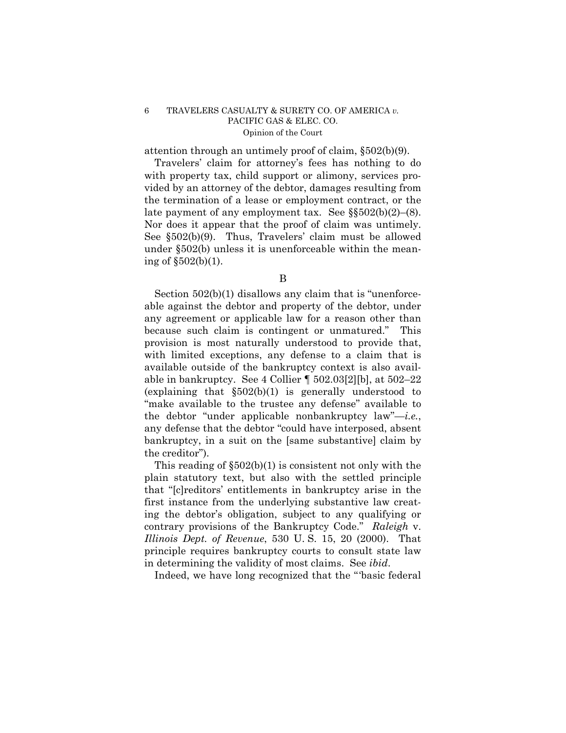attention through an untimely proof of claim, §502(b)(9).

Travelers' claim for attorney's fees has nothing to do with property tax, child support or alimony, services provided by an attorney of the debtor, damages resulting from the termination of a lease or employment contract, or the late payment of any employment tax. See §§502(b)(2)–(8). Nor does it appear that the proof of claim was untimely. See §502(b)(9). Thus, Travelers' claim must be allowed under §502(b) unless it is unenforceable within the meaning of §502(b)(1).

B

Section 502(b)(1) disallows any claim that is "unenforceable against the debtor and property of the debtor, under any agreement or applicable law for a reason other than because such claim is contingent or unmatured." This provision is most naturally understood to provide that, with limited exceptions, any defense to a claim that is available outside of the bankruptcy context is also available in bankruptcy. See 4 Collier ¶ 502.03[2][b], at 502–22 (explaining that §502(b)(1) is generally understood to "make available to the trustee any defense" available to the debtor "under applicable nonbankruptcy law"—*i.e.*, any defense that the debtor "could have interposed, absent bankruptcy, in a suit on the [same substantive] claim by the creditor").

This reading of §502(b)(1) is consistent not only with the plain statutory text, but also with the settled principle that "[c]reditors' entitlements in bankruptcy arise in the first instance from the underlying substantive law creating the debtor's obligation, subject to any qualifying or contrary provisions of the Bankruptcy Code." *Raleigh* v. *Illinois Dept. of Revenue*, 530 U. S. 15, 20 (2000). That principle requires bankruptcy courts to consult state law in determining the validity of most claims. See *ibid*.

Indeed, we have long recognized that the "'basic federal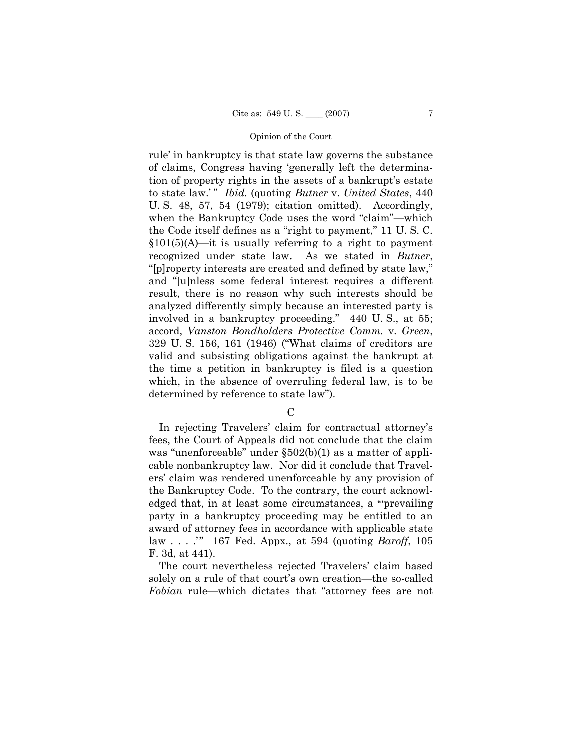rule' in bankruptcy is that state law governs the substance of claims, Congress having 'generally left the determination of property rights in the assets of a bankrupt's estate to state law.' " *Ibid.* (quoting *Butner* v. *United States*, 440 U. S. 48, 57, 54 (1979); citation omitted). Accordingly, when the Bankruptcy Code uses the word "claim"—which the Code itself defines as a "right to payment," 11 U. S. C. §101(5)(A)—it is usually referring to a right to payment recognized under state law. As we stated in *Butner*, "[p]roperty interests are created and defined by state law," and "[u]nless some federal interest requires a different result, there is no reason why such interests should be analyzed differently simply because an interested party is involved in a bankruptcy proceeding." 440 U. S., at 55; accord, *Vanston Bondholders Protective Comm.* v. *Green*, 329 U. S. 156, 161 (1946) ("What claims of creditors are valid and subsisting obligations against the bankrupt at the time a petition in bankruptcy is filed is a question which, in the absence of overruling federal law, is to be determined by reference to state law").

C

In rejecting Travelers' claim for contractual attorney's fees, the Court of Appeals did not conclude that the claim was "unenforceable" under §502(b)(1) as a matter of applicable nonbankruptcy law. Nor did it conclude that Travelers' claim was rendered unenforceable by any provision of the Bankruptcy Code. To the contrary, the court acknowledged that, in at least some circumstances, a "'prevailing party in a bankruptcy proceeding may be entitled to an award of attorney fees in accordance with applicable state law . . . .'" 167 Fed. Appx., at 594 (quoting *Baroff*, 105 F. 3d, at 441).

The court nevertheless rejected Travelers' claim based solely on a rule of that court's own creation—the so-called *Fobian* rule—which dictates that "attorney fees are not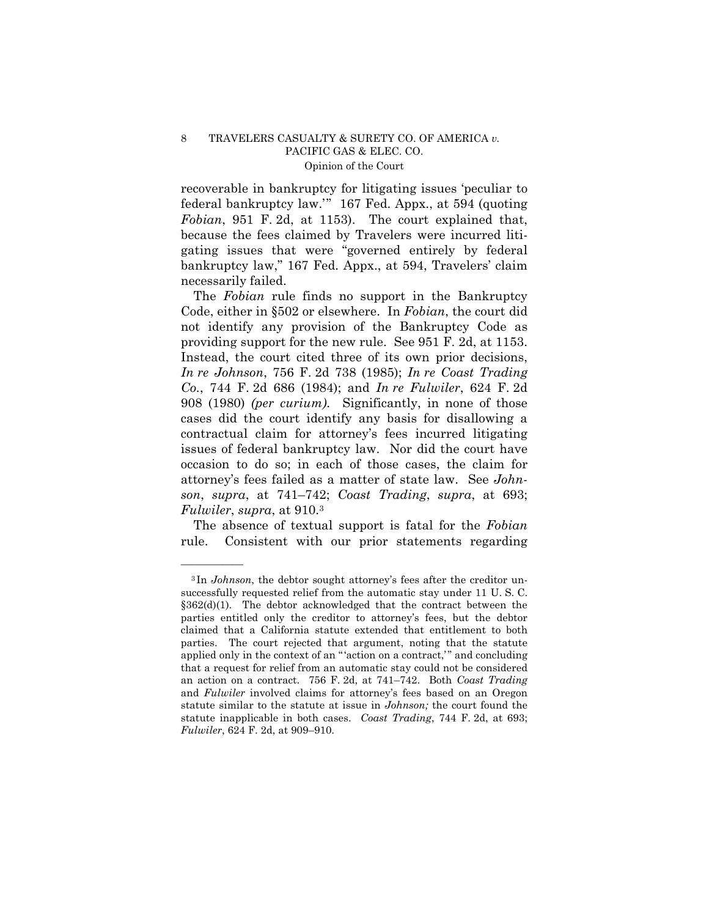recoverable in bankruptcy for litigating issues 'peculiar to federal bankruptcy law.'" 167 Fed. Appx., at 594 (quoting *Fobian*, 951 F. 2d, at 1153). The court explained that, because the fees claimed by Travelers were incurred litigating issues that were "governed entirely by federal bankruptcy law," 167 Fed. Appx., at 594, Travelers' claim necessarily failed.

The *Fobian* rule finds no support in the Bankruptcy Code, either in §502 or elsewhere. In *Fobian*, the court did not identify any provision of the Bankruptcy Code as providing support for the new rule. See 951 F. 2d, at 1153. Instead, the court cited three of its own prior decisions, *In re Johnson*, 756 F. 2d 738 (1985); *In re Coast Trading Co.*, 744 F. 2d 686 (1984); and *In re Fulwiler*, 624 F. 2d 908 (1980) *(per curiam).* Significantly, in none of those cases did the court identify any basis for disallowing a contractual claim for attorney's fees incurred litigating issues of federal bankruptcy law. Nor did the court have occasion to do so; in each of those cases, the claim for attorney's fees failed as a matter of state law. See *Johnson*, *supra*, at 741–742; *Coast Trading*, *supra*, at 693; *Fulwiler*, *supra*, at 910.[3]

The absence of textual support is fatal for the *Fobian* rule. Consistent with our prior statements regarding

---

[3] In *Johnson*, the debtor sought attorney's fees after the creditor unsuccessfully requested relief from the automatic stay under 11 U. S. C. §362(d)(1). The debtor acknowledged that the contract between the parties entitled only the creditor to attorney's fees, but the debtor claimed that a California statute extended that entitlement to both parties. The court rejected that argument, noting that the statute applied only in the context of an "'action on a contract,'" and concluding that a request for relief from an automatic stay could not be considered an action on a contract. 756 F. 2d, at 741–742. Both *Coast Trading* and *Fulwiler* involved claims for attorney's fees based on an Oregon statute similar to the statute at issue in *Johnson;* the court found the statute inapplicable in both cases. *Coast Trading*, 744 F. 2d, at 693; *Fulwiler*, 624 F. 2d, at 909–910.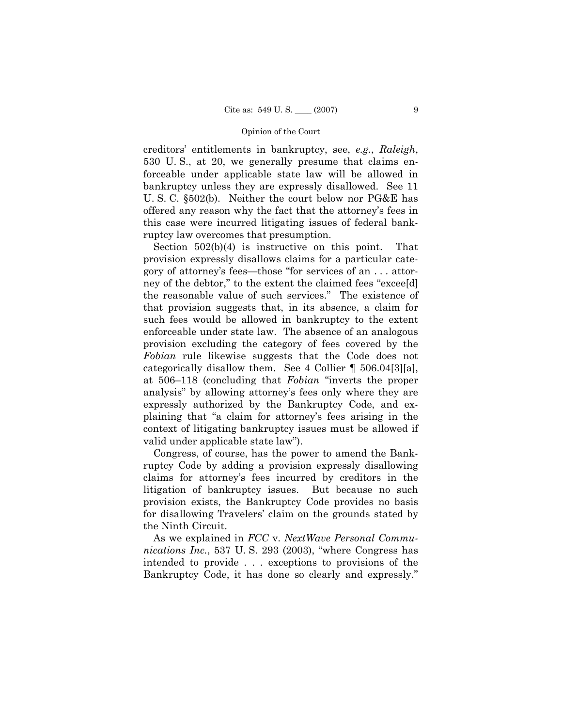creditors' entitlements in bankruptcy, see, *e.g.*, *Raleigh*, 530 U. S., at 20, we generally presume that claims enforceable under applicable state law will be allowed in bankruptcy unless they are expressly disallowed. See 11 U. S. C. §502(b). Neither the court below nor PG&E has offered any reason why the fact that the attorney's fees in this case were incurred litigating issues of federal bankruptcy law overcomes that presumption.

Section 502(b)(4) is instructive on this point. That provision expressly disallows claims for a particular category of attorney's fees—those "for services of an . . . attorney of the debtor," to the extent the claimed fees "excee[d] the reasonable value of such services." The existence of that provision suggests that, in its absence, a claim for such fees would be allowed in bankruptcy to the extent enforceable under state law. The absence of an analogous provision excluding the category of fees covered by the *Fobian* rule likewise suggests that the Code does not categorically disallow them. See 4 Collier ¶ 506.04[3][a], at 506–118 (concluding that *Fobian* "inverts the proper analysis" by allowing attorney's fees only where they are expressly authorized by the Bankruptcy Code, and explaining that "a claim for attorney's fees arising in the context of litigating bankruptcy issues must be allowed if valid under applicable state law").

Congress, of course, has the power to amend the Bankruptcy Code by adding a provision expressly disallowing claims for attorney's fees incurred by creditors in the litigation of bankruptcy issues. But because no such provision exists, the Bankruptcy Code provides no basis for disallowing Travelers' claim on the grounds stated by the Ninth Circuit.

As we explained in *FCC* v. *NextWave Personal Communications Inc.*, 537 U. S. 293 (2003), "where Congress has intended to provide . . . exceptions to provisions of the Bankruptcy Code, it has done so clearly and expressly."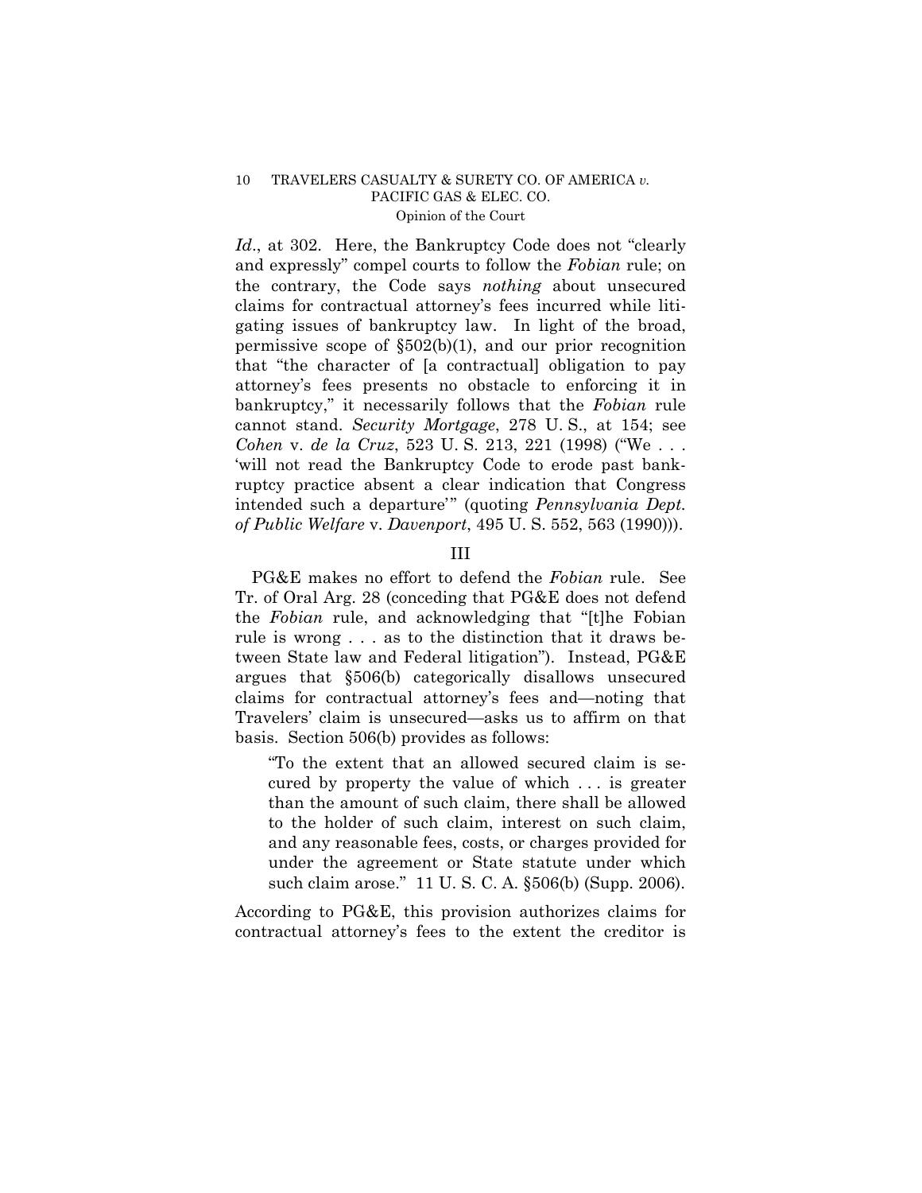*Id*., at 302. Here, the Bankruptcy Code does not "clearly and expressly" compel courts to follow the *Fobian* rule; on the contrary, the Code says *nothing* about unsecured claims for contractual attorney's fees incurred while litigating issues of bankruptcy law. In light of the broad, permissive scope of §502(b)(1), and our prior recognition that "the character of [a contractual] obligation to pay attorney's fees presents no obstacle to enforcing it in bankruptcy," it necessarily follows that the *Fobian* rule cannot stand. *Security Mortgage*, 278 U. S., at 154; see *Cohen* v. *de la Cruz*, 523 U. S. 213, 221 (1998) ("We . . . 'will not read the Bankruptcy Code to erode past bankruptcy practice absent a clear indication that Congress intended such a departure'" (quoting *Pennsylvania Dept. of Public Welfare* v. *Davenport*, 495 U. S. 552, 563 (1990))).

## III

PG&E makes no effort to defend the *Fobian* rule. See Tr. of Oral Arg. 28 (conceding that PG&E does not defend the *Fobian* rule, and acknowledging that "[t]he Fobian rule is wrong . . . as to the distinction that it draws between State law and Federal litigation"). Instead, PG&E argues that §506(b) categorically disallows unsecured claims for contractual attorney's fees and—noting that Travelers' claim is unsecured—asks us to affirm on that basis. Section 506(b) provides as follows:

> "To the extent that an allowed secured claim is secured by property the value of which . . . is greater than the amount of such claim, there shall be allowed to the holder of such claim, interest on such claim, and any reasonable fees, costs, or charges provided for under the agreement or State statute under which such claim arose." 11 U. S. C. A. §506(b) (Supp. 2006).

According to PG&E, this provision authorizes claims for contractual attorney's fees to the extent the creditor is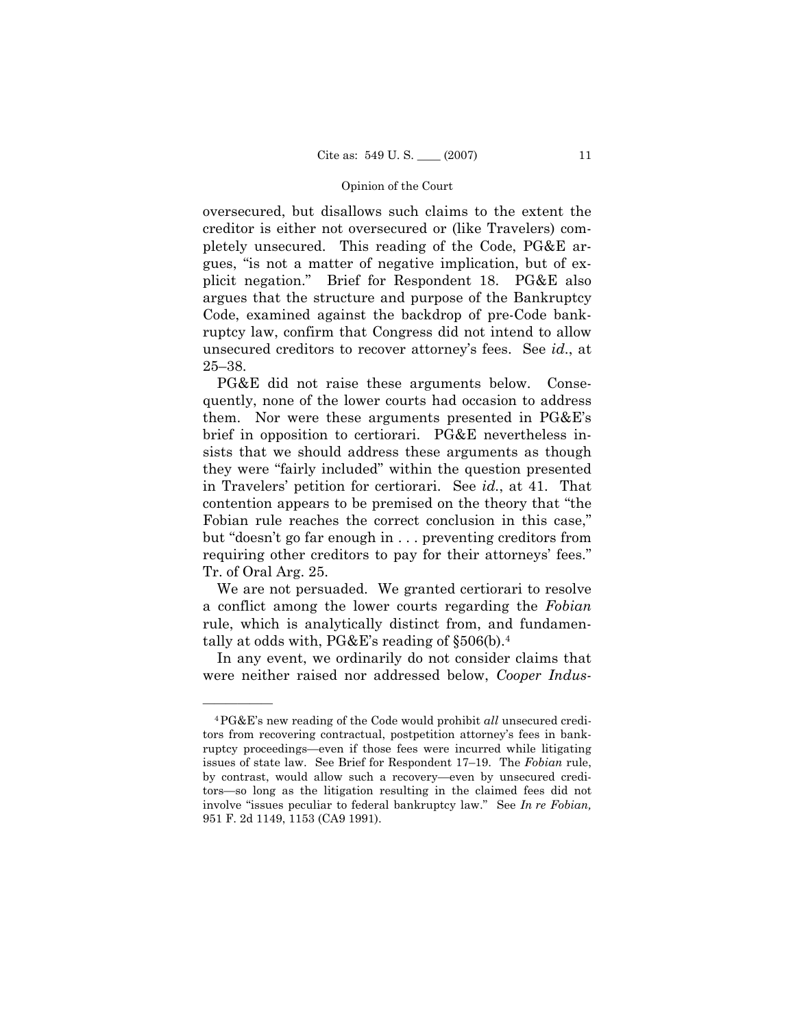oversecured, but disallows such claims to the extent the creditor is either not oversecured or (like Travelers) completely unsecured. This reading of the Code, PG&E argues, "is not a matter of negative implication, but of explicit negation." Brief for Respondent 18. PG&E also argues that the structure and purpose of the Bankruptcy Code, examined against the backdrop of pre-Code bankruptcy law, confirm that Congress did not intend to allow unsecured creditors to recover attorney's fees. See *id.*, at 25–38.

PG&E did not raise these arguments below. Consequently, none of the lower courts had occasion to address them. Nor were these arguments presented in PG&E's brief in opposition to certiorari. PG&E nevertheless insists that we should address these arguments as though they were "fairly included" within the question presented in Travelers' petition for certiorari. See *id.*, at 41. That contention appears to be premised on the theory that "the Fobian rule reaches the correct conclusion in this case," but "doesn't go far enough in . . . preventing creditors from requiring other creditors to pay for their attorneys' fees." Tr. of Oral Arg. 25.

We are not persuaded. We granted certiorari to resolve a conflict among the lower courts regarding the *Fobian* rule, which is analytically distinct from, and fundamentally at odds with, PG&E's reading of §506(b).[4]

In any event, we ordinarily do not consider claims that were neither raised nor addressed below, *Cooper Indus-*

---

[4] PG&E's new reading of the Code would prohibit *all* unsecured creditors from recovering contractual, postpetition attorney's fees in bankruptcy proceedings—even if those fees were incurred while litigating issues of state law. See Brief for Respondent 17–19. The *Fobian* rule, by contrast, would allow such a recovery—even by unsecured creditors—so long as the litigation resulting in the claimed fees did not involve "issues peculiar to federal bankruptcy law." See *In re Fobian,* 951 F. 2d 1149, 1153 (CA9 1991).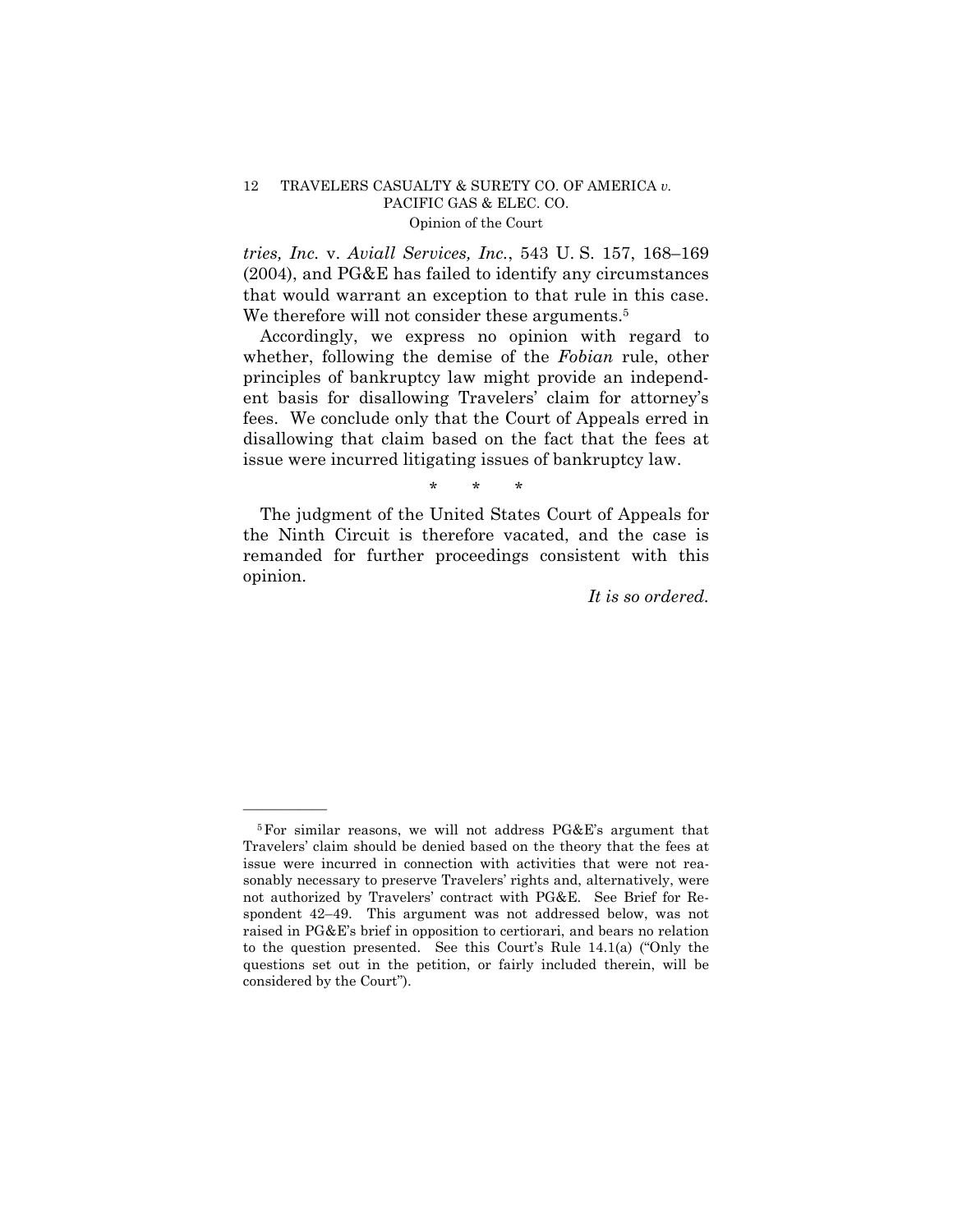*tries, Inc.* v. *Aviall Services, Inc.*, 543 U. S. 157, 168–169 (2004), and PG&E has failed to identify any circumstances that would warrant an exception to that rule in this case. We therefore will not consider these arguments.[5]

Accordingly, we express no opinion with regard to whether, following the demise of the *Fobian* rule, other principles of bankruptcy law might provide an independent basis for disallowing Travelers' claim for attorney's fees. We conclude only that the Court of Appeals erred in disallowing that claim based on the fact that the fees at issue were incurred litigating issues of bankruptcy law.

\* \* \*

The judgment of the United States Court of Appeals for the Ninth Circuit is therefore vacated, and the case is remanded for further proceedings consistent with this opinion.

*It is so ordered.*

---

[5] For similar reasons, we will not address PG&E's argument that Travelers' claim should be denied based on the theory that the fees at issue were incurred in connection with activities that were not reasonably necessary to preserve Travelers' rights and, alternatively, were not authorized by Travelers' contract with PG&E. See Brief for Respondent 42–49. This argument was not addressed below, was not raised in PG&E's brief in opposition to certiorari, and bears no relation to the question presented. See this Court's Rule 14.1(a) ("Only the questions set out in the petition, or fairly included therein, will be considered by the Court").